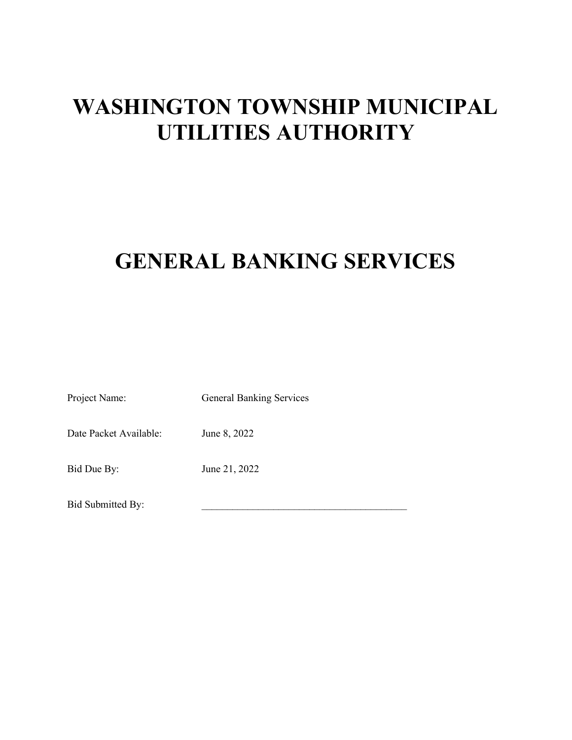# WASHINGTON TOWNSHIP MUNICIPAL UTILITIES AUTHORITY

# GENERAL BANKING SERVICES

Project Name: General Banking Services

Date Packet Available: June 8, 2022

Bid Due By: June 21, 2022

Bid Submitted By: ________________________________________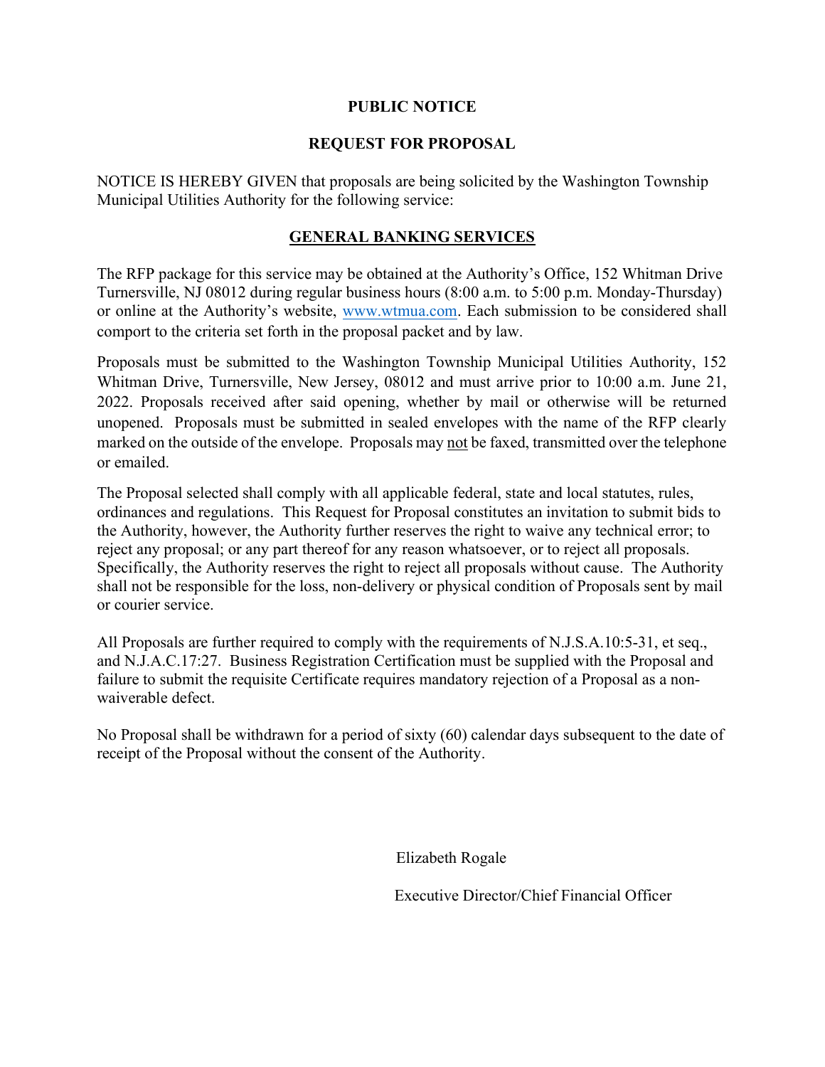**PUBLIC NOTICE**

**REQUEST FOR PROPOSAL**

NOTICE IS HEREBY GIVEN that proposals are being solicited by the Washington Township Municipal Utilities Authority for the following service:

**GENERAL BANKING SERVICES**

The RFP package for this service may be obtained at the Authority's Office, 152 Whitman Drive Turnersville, NJ 08012 during regular business hours (8:00 a.m. to 5:00 p.m. Monday-Thursday) or online at the Authority's website, www.wtmua.com. Each submission to be considered shall comport to the criteria set forth in the proposal packet and by law.

Proposals must be submitted to the Washington Township Municipal Utilities Authority, 152 Whitman Drive, Turnersville, New Jersey, 08012 and must arrive prior to 10:00 a.m. June 21, 2022. Proposals received after said opening, whether by mail or otherwise will be returned unopened. Proposals must be submitted in sealed envelopes with the name of the RFP clearly marked on the outside of the envelope. Proposals may not be faxed, transmitted over the telephone or emailed.

The Proposal selected shall comply with all applicable federal, state and local statutes, rules, ordinances and regulations. This Request for Proposal constitutes an invitation to submit bids to the Authority, however, the Authority further reserves the right to waive any technical error; to reject any proposal; or any part thereof for any reason whatsoever, or to reject all proposals. Specifically, the Authority reserves the right to reject all proposals without cause. The Authority shall not be responsible for the loss, non-delivery or physical condition of Proposals sent by mail or courier service.

All Proposals are further required to comply with the requirements of N.J.S.A.10:5-31, et seq., and N.J.A.C.17:27. Business Registration Certification must be supplied with the Proposal and failure to submit the requisite Certificate requires mandatory rejection of a Proposal as a non-waiverable defect.

No Proposal shall be withdrawn for a period of sixty (60) calendar days subsequent to the date of receipt of the Proposal without the consent of the Authority.

Elizabeth Rogale

Executive Director/Chief Financial Officer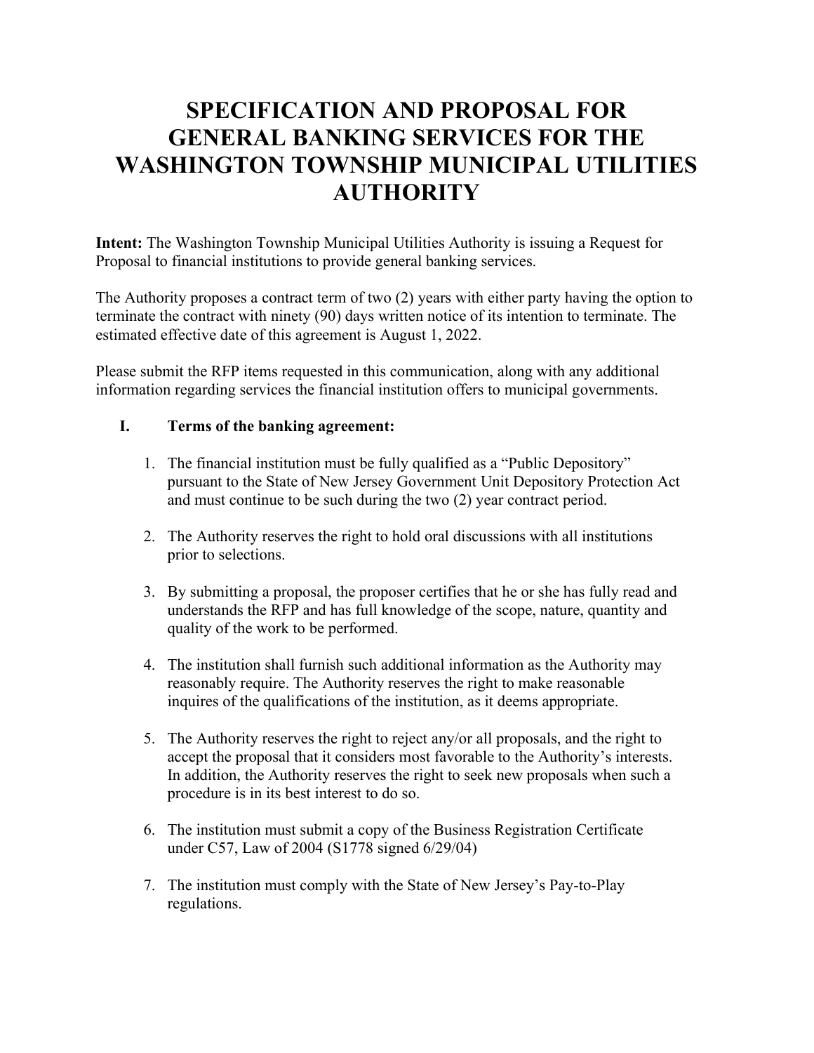# SPECIFICATION AND PROPOSAL FOR GENERAL BANKING SERVICES FOR THE WASHINGTON TOWNSHIP MUNICIPAL UTILITIES AUTHORITY

**Intent:** The Washington Township Municipal Utilities Authority is issuing a Request for Proposal to financial institutions to provide general banking services.

The Authority proposes a contract term of two (2) years with either party having the option to terminate the contract with ninety (90) days written notice of its intention to terminate. The estimated effective date of this agreement is August 1, 2022.

Please submit the RFP items requested in this communication, along with any additional information regarding services the financial institution offers to municipal governments.

## I. Terms of the banking agreement:

1. The financial institution must be fully qualified as a "Public Depository" pursuant to the State of New Jersey Government Unit Depository Protection Act and must continue to be such during the two (2) year contract period.

2. The Authority reserves the right to hold oral discussions with all institutions prior to selections.

3. By submitting a proposal, the proposer certifies that he or she has fully read and understands the RFP and has full knowledge of the scope, nature, quantity and quality of the work to be performed.

4. The institution shall furnish such additional information as the Authority may reasonably require. The Authority reserves the right to make reasonable inquires of the qualifications of the institution, as it deems appropriate.

5. The Authority reserves the right to reject any/or all proposals, and the right to accept the proposal that it considers most favorable to the Authority's interests. In addition, the Authority reserves the right to seek new proposals when such a procedure is in its best interest to do so.

6. The institution must submit a copy of the Business Registration Certificate under C57, Law of 2004 (S1778 signed 6/29/04)

7. The institution must comply with the State of New Jersey's Pay-to-Play regulations.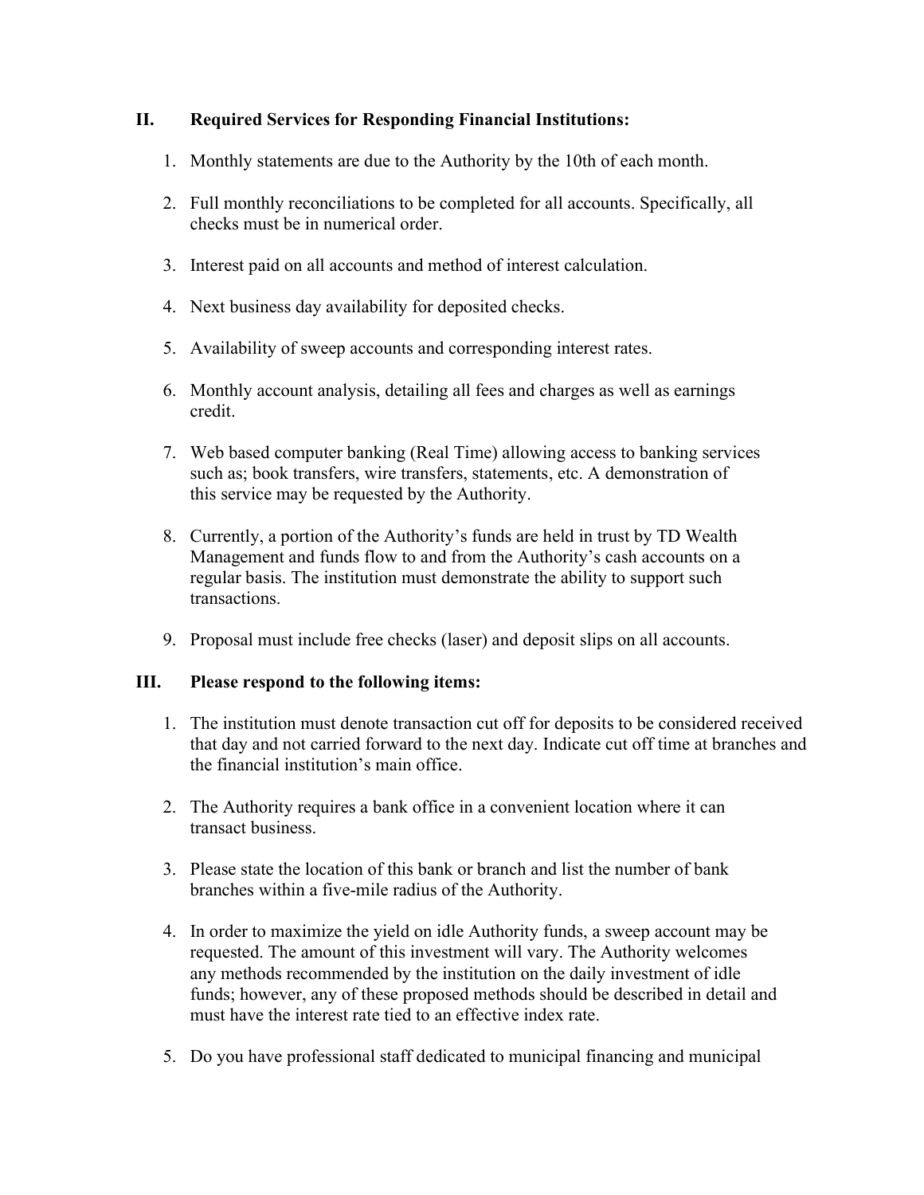## II. Required Services for Responding Financial Institutions:

1. Monthly statements are due to the Authority by the 10th of each month.

2. Full monthly reconciliations to be completed for all accounts. Specifically, all checks must be in numerical order.

3. Interest paid on all accounts and method of interest calculation.

4. Next business day availability for deposited checks.

5. Availability of sweep accounts and corresponding interest rates.

6. Monthly account analysis, detailing all fees and charges as well as earnings credit.

7. Web based computer banking (Real Time) allowing access to banking services such as; book transfers, wire transfers, statements, etc. A demonstration of this service may be requested by the Authority.

8. Currently, a portion of the Authority's funds are held in trust by TD Wealth Management and funds flow to and from the Authority's cash accounts on a regular basis. The institution must demonstrate the ability to support such transactions.

9. Proposal must include free checks (laser) and deposit slips on all accounts.

## III. Please respond to the following items:

1. The institution must denote transaction cut off for deposits to be considered received that day and not carried forward to the next day. Indicate cut off time at branches and the financial institution's main office.

2. The Authority requires a bank office in a convenient location where it can transact business.

3. Please state the location of this bank or branch and list the number of bank branches within a five-mile radius of the Authority.

4. In order to maximize the yield on idle Authority funds, a sweep account may be requested. The amount of this investment will vary. The Authority welcomes any methods recommended by the institution on the daily investment of idle funds; however, any of these proposed methods should be described in detail and must have the interest rate tied to an effective index rate.

5. Do you have professional staff dedicated to municipal financing and municipal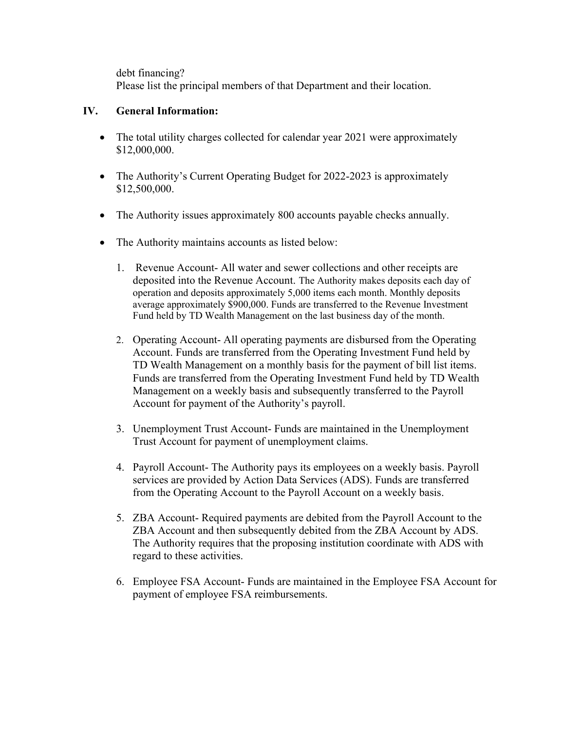debt financing?
Please list the principal members of that Department and their location.

## IV. General Information:

- The total utility charges collected for calendar year 2021 were approximately $12,000,000.
- The Authority's Current Operating Budget for 2022-2023 is approximately $12,500,000.
- The Authority issues approximately 800 accounts payable checks annually.
- The Authority maintains accounts as listed below:

  1. Revenue Account- All water and sewer collections and other receipts are deposited into the Revenue Account. The Authority makes deposits each day of operation and deposits approximately 5,000 items each month. Monthly deposits average approximately $900,000. Funds are transferred to the Revenue Investment Fund held by TD Wealth Management on the last business day of the month.
  2. Operating Account- All operating payments are disbursed from the Operating Account. Funds are transferred from the Operating Investment Fund held by TD Wealth Management on a monthly basis for the payment of bill list items. Funds are transferred from the Operating Investment Fund held by TD Wealth Management on a weekly basis and subsequently transferred to the Payroll Account for payment of the Authority's payroll.
  3. Unemployment Trust Account- Funds are maintained in the Unemployment Trust Account for payment of unemployment claims.
  4. Payroll Account- The Authority pays its employees on a weekly basis. Payroll services are provided by Action Data Services (ADS). Funds are transferred from the Operating Account to the Payroll Account on a weekly basis.
  5. ZBA Account- Required payments are debited from the Payroll Account to the ZBA Account and then subsequently debited from the ZBA Account by ADS. The Authority requires that the proposing institution coordinate with ADS with regard to these activities.
  6. Employee FSA Account- Funds are maintained in the Employee FSA Account for payment of employee FSA reimbursements.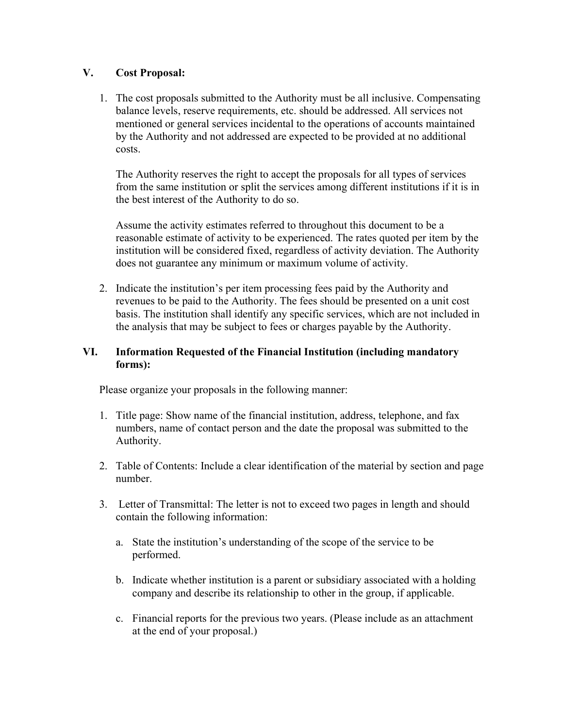## V. Cost Proposal:

1. The cost proposals submitted to the Authority must be all inclusive. Compensating balance levels, reserve requirements, etc. should be addressed. All services not mentioned or general services incidental to the operations of accounts maintained by the Authority and not addressed are expected to be provided at no additional costs.

   The Authority reserves the right to accept the proposals for all types of services from the same institution or split the services among different institutions if it is in the best interest of the Authority to do so.

   Assume the activity estimates referred to throughout this document to be a reasonable estimate of activity to be experienced. The rates quoted per item by the institution will be considered fixed, regardless of activity deviation. The Authority does not guarantee any minimum or maximum volume of activity.

2. Indicate the institution's per item processing fees paid by the Authority and revenues to be paid to the Authority. The fees should be presented on a unit cost basis. The institution shall identify any specific services, which are not included in the analysis that may be subject to fees or charges payable by the Authority.

## VI. Information Requested of the Financial Institution (including mandatory forms):

Please organize your proposals in the following manner:

1. Title page: Show name of the financial institution, address, telephone, and fax numbers, name of contact person and the date the proposal was submitted to the Authority.

2. Table of Contents: Include a clear identification of the material by section and page number.

3. Letter of Transmittal: The letter is not to exceed two pages in length and should contain the following information:

   a. State the institution's understanding of the scope of the service to be performed.

   b. Indicate whether institution is a parent or subsidiary associated with a holding company and describe its relationship to other in the group, if applicable.

   c. Financial reports for the previous two years. (Please include as an attachment at the end of your proposal.)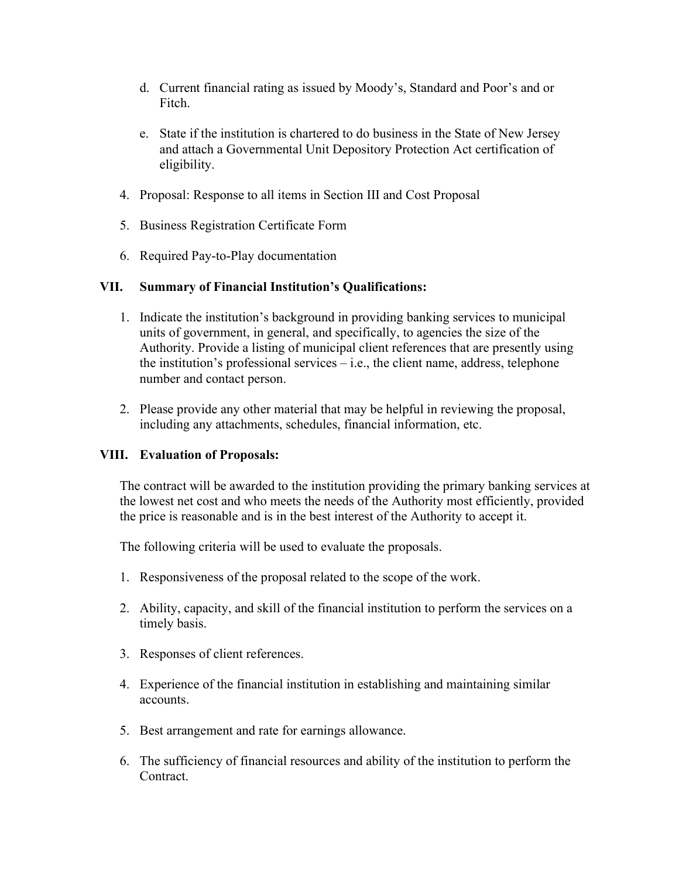d. Current financial rating as issued by Moody's, Standard and Poor's and or Fitch.

e. State if the institution is chartered to do business in the State of New Jersey and attach a Governmental Unit Depository Protection Act certification of eligibility.

4. Proposal: Response to all items in Section III and Cost Proposal

5. Business Registration Certificate Form

6. Required Pay-to-Play documentation

## VII. Summary of Financial Institution's Qualifications:

1. Indicate the institution's background in providing banking services to municipal units of government, in general, and specifically, to agencies the size of the Authority. Provide a listing of municipal client references that are presently using the institution's professional services – i.e., the client name, address, telephone number and contact person.

2. Please provide any other material that may be helpful in reviewing the proposal, including any attachments, schedules, financial information, etc.

## VIII. Evaluation of Proposals:

The contract will be awarded to the institution providing the primary banking services at the lowest net cost and who meets the needs of the Authority most efficiently, provided the price is reasonable and is in the best interest of the Authority to accept it.

The following criteria will be used to evaluate the proposals.

1. Responsiveness of the proposal related to the scope of the work.

2. Ability, capacity, and skill of the financial institution to perform the services on a timely basis.

3. Responses of client references.

4. Experience of the financial institution in establishing and maintaining similar accounts.

5. Best arrangement and rate for earnings allowance.

6. The sufficiency of financial resources and ability of the institution to perform the Contract.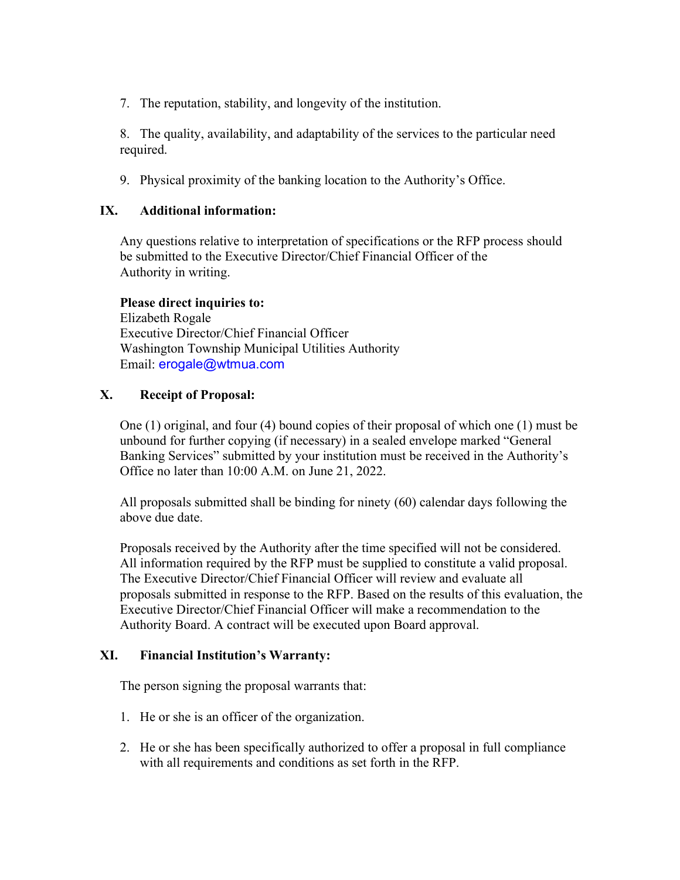7. The reputation, stability, and longevity of the institution.

8. The quality, availability, and adaptability of the services to the particular need required.

9. Physical proximity of the banking location to the Authority's Office.

## IX. Additional information:

Any questions relative to interpretation of specifications or the RFP process should be submitted to the Executive Director/Chief Financial Officer of the Authority in writing.

**Please direct inquiries to:**
Elizabeth Rogale
Executive Director/Chief Financial Officer
Washington Township Municipal Utilities Authority
Email: erogale@wtmua.com

## X. Receipt of Proposal:

One (1) original, and four (4) bound copies of their proposal of which one (1) must be unbound for further copying (if necessary) in a sealed envelope marked "General Banking Services" submitted by your institution must be received in the Authority's Office no later than 10:00 A.M. on June 21, 2022.

All proposals submitted shall be binding for ninety (60) calendar days following the above due date.

Proposals received by the Authority after the time specified will not be considered. All information required by the RFP must be supplied to constitute a valid proposal. The Executive Director/Chief Financial Officer will review and evaluate all proposals submitted in response to the RFP. Based on the results of this evaluation, the Executive Director/Chief Financial Officer will make a recommendation to the Authority Board. A contract will be executed upon Board approval.

## XI. Financial Institution's Warranty:

The person signing the proposal warrants that:

1. He or she is an officer of the organization.

2. He or she has been specifically authorized to offer a proposal in full compliance with all requirements and conditions as set forth in the RFP.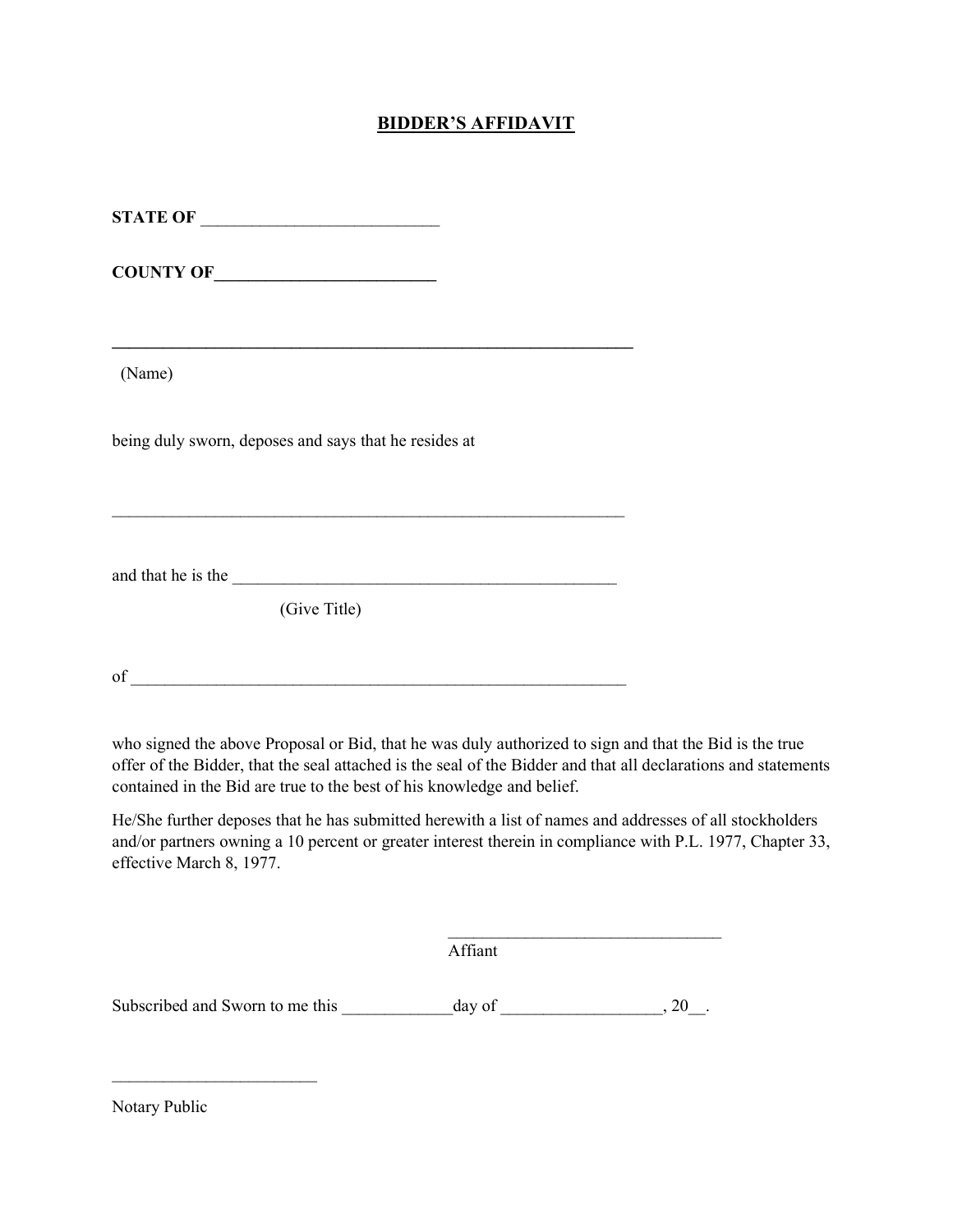# BIDDER'S AFFIDAVIT

**STATE OF** ___________________________

**COUNTY OF**__________________________

_______________________________________________________________

(Name)

being duly sworn, deposes and says that he resides at

_______________________________________________________________

and that he is the _____________________________________________

(Give Title)

of ____________________________________________________________

who signed the above Proposal or Bid, that he was duly authorized to sign and that the Bid is the true offer of the Bidder, that the seal attached is the seal of the Bidder and that all declarations and statements contained in the Bid are true to the best of his knowledge and belief.

He/She further deposes that he has submitted herewith a list of names and addresses of all stockholders and/or partners owning a 10 percent or greater interest therein in compliance with P.L. 1977, Chapter 33, effective March 8, 1977.

________________________________

Affiant

Subscribed and Sworn to me this _____________day of ___________________, 20__.

________________________

Notary Public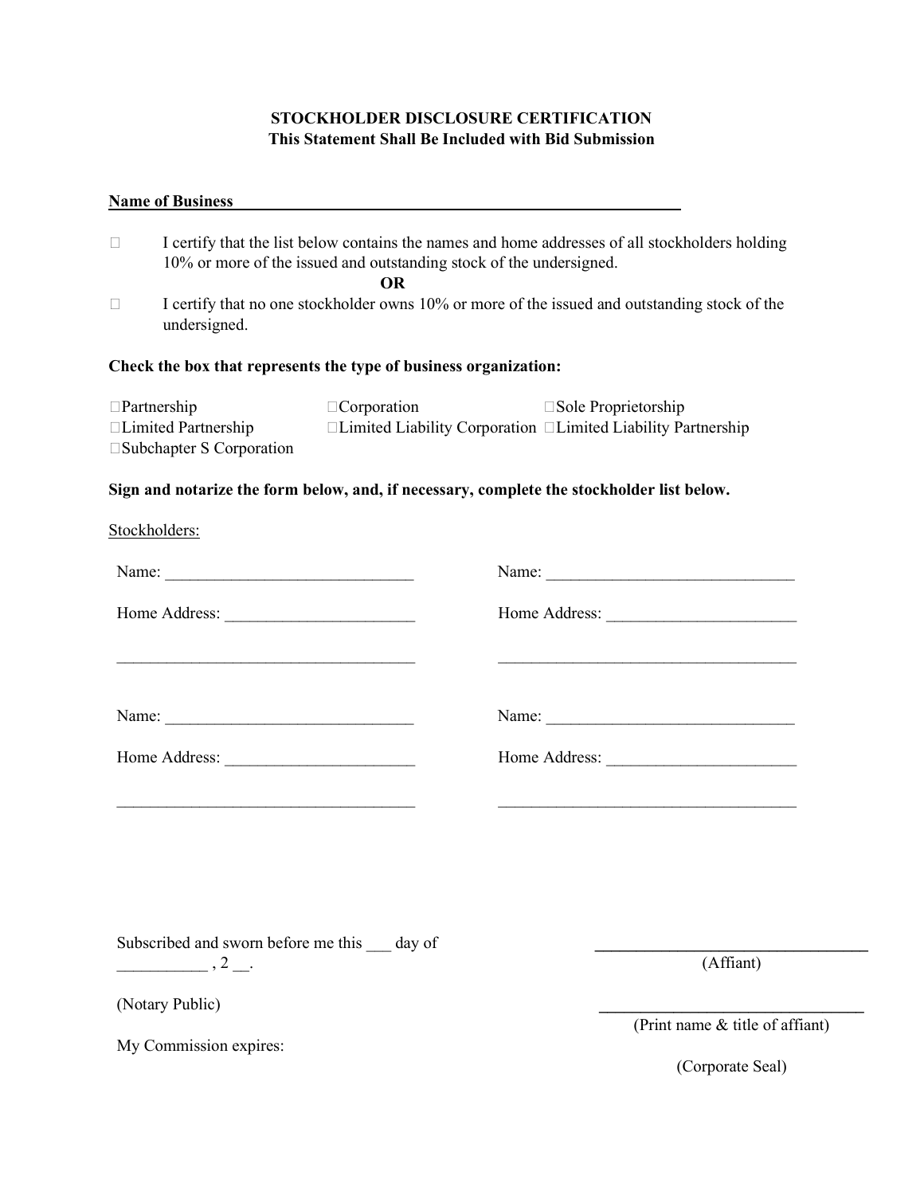## STOCKHOLDER DISCLOSURE CERTIFICATION
**This Statement Shall Be Included with Bid Submission**

**Name of Business** ______________________________________________________

☐ I certify that the list below contains the names and home addresses of all stockholders holding 10% or more of the issued and outstanding stock of the undersigned.

**OR**

☐ I certify that no one stockholder owns 10% or more of the issued and outstanding stock of the undersigned.

**Check the box that represents the type of business organization:**

☐Partnership ☐Corporation ☐Sole Proprietorship
☐Limited Partnership ☐Limited Liability Corporation ☐Limited Liability Partnership
☐Subchapter S Corporation

**Sign and notarize the form below, and, if necessary, complete the stockholder list below.**

Stockholders:

Name: ______________________________

Home Address: ______________________

____________________________________

Name: ______________________________

Home Address: ______________________

____________________________________

Name: ______________________________

Home Address: ______________________

____________________________________

Name: ______________________________

Home Address: ______________________

____________________________________

Subscribed and sworn before me this ___ day of ___________ , 2 __.

(Notary Public)

My Commission expires:

__________________________________
(Affiant)

__________________________________
(Print name & title of affiant)

(Corporate Seal)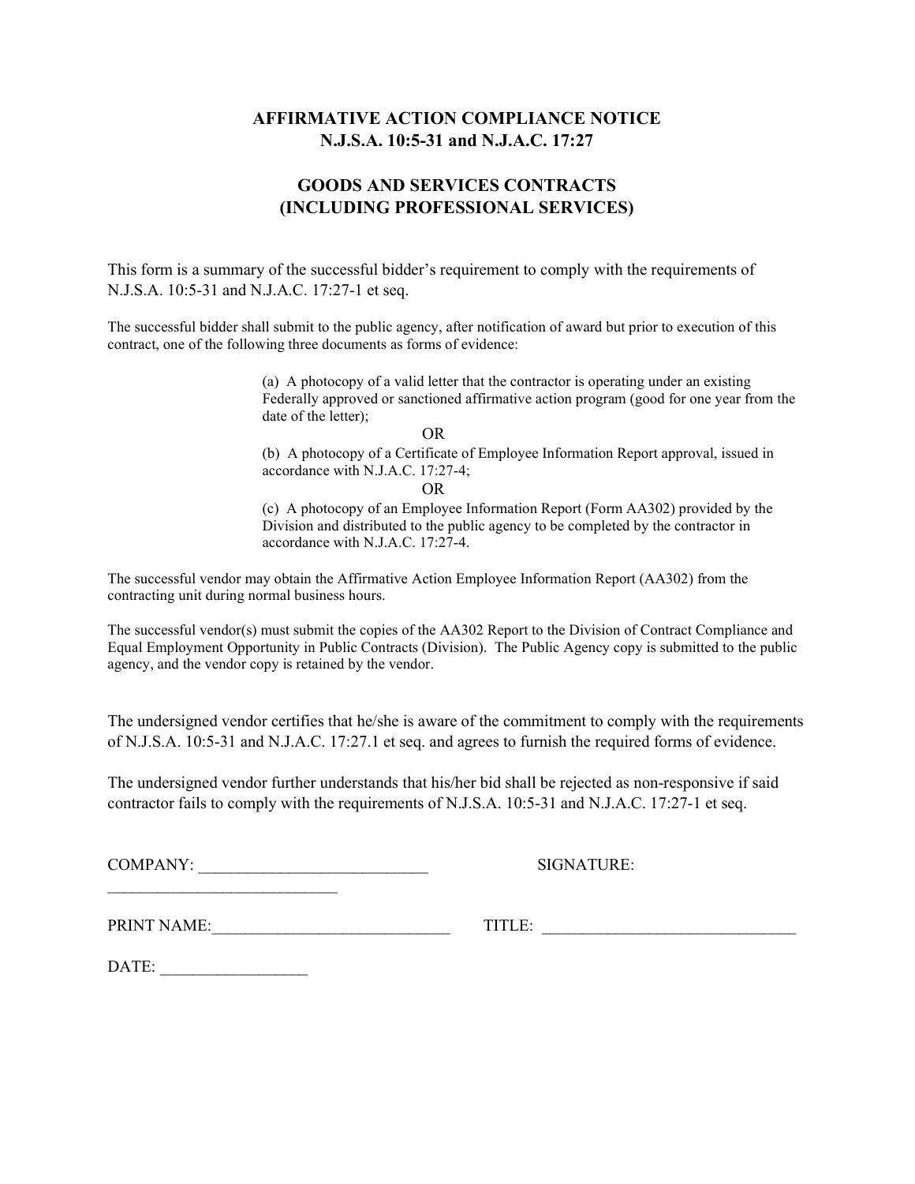# AFFIRMATIVE ACTION COMPLIANCE NOTICE
# N.J.S.A. 10:5-31 and N.J.A.C. 17:27

## GOODS AND SERVICES CONTRACTS
## (INCLUDING PROFESSIONAL SERVICES)

This form is a summary of the successful bidder's requirement to comply with the requirements of N.J.S.A. 10:5-31 and N.J.A.C. 17:27-1 et seq.

The successful bidder shall submit to the public agency, after notification of award but prior to execution of this contract, one of the following three documents as forms of evidence:

> (a) A photocopy of a valid letter that the contractor is operating under an existing Federally approved or sanctioned affirmative action program (good for one year from the date of the letter);
>
> OR
>
> (b) A photocopy of a Certificate of Employee Information Report approval, issued in accordance with N.J.A.C. 17:27-4;
>
> OR
>
> (c) A photocopy of an Employee Information Report (Form AA302) provided by the Division and distributed to the public agency to be completed by the contractor in accordance with N.J.A.C. 17:27-4.

The successful vendor may obtain the Affirmative Action Employee Information Report (AA302) from the contracting unit during normal business hours.

The successful vendor(s) must submit the copies of the AA302 Report to the Division of Contract Compliance and Equal Employment Opportunity in Public Contracts (Division). The Public Agency copy is submitted to the public agency, and the vendor copy is retained by the vendor.

The undersigned vendor certifies that he/she is aware of the commitment to comply with the requirements of N.J.S.A. 10:5-31 and N.J.A.C. 17:27.1 et seq. and agrees to furnish the required forms of evidence.

The undersigned vendor further understands that his/her bid shall be rejected as non-responsive if said contractor fails to comply with the requirements of N.J.S.A. 10:5-31 and N.J.A.C. 17:27-1 et seq.

COMPANY: ____________________________ SIGNATURE: ____________________________

PRINT NAME: ____________________________ TITLE: ____________________________

DATE: __________________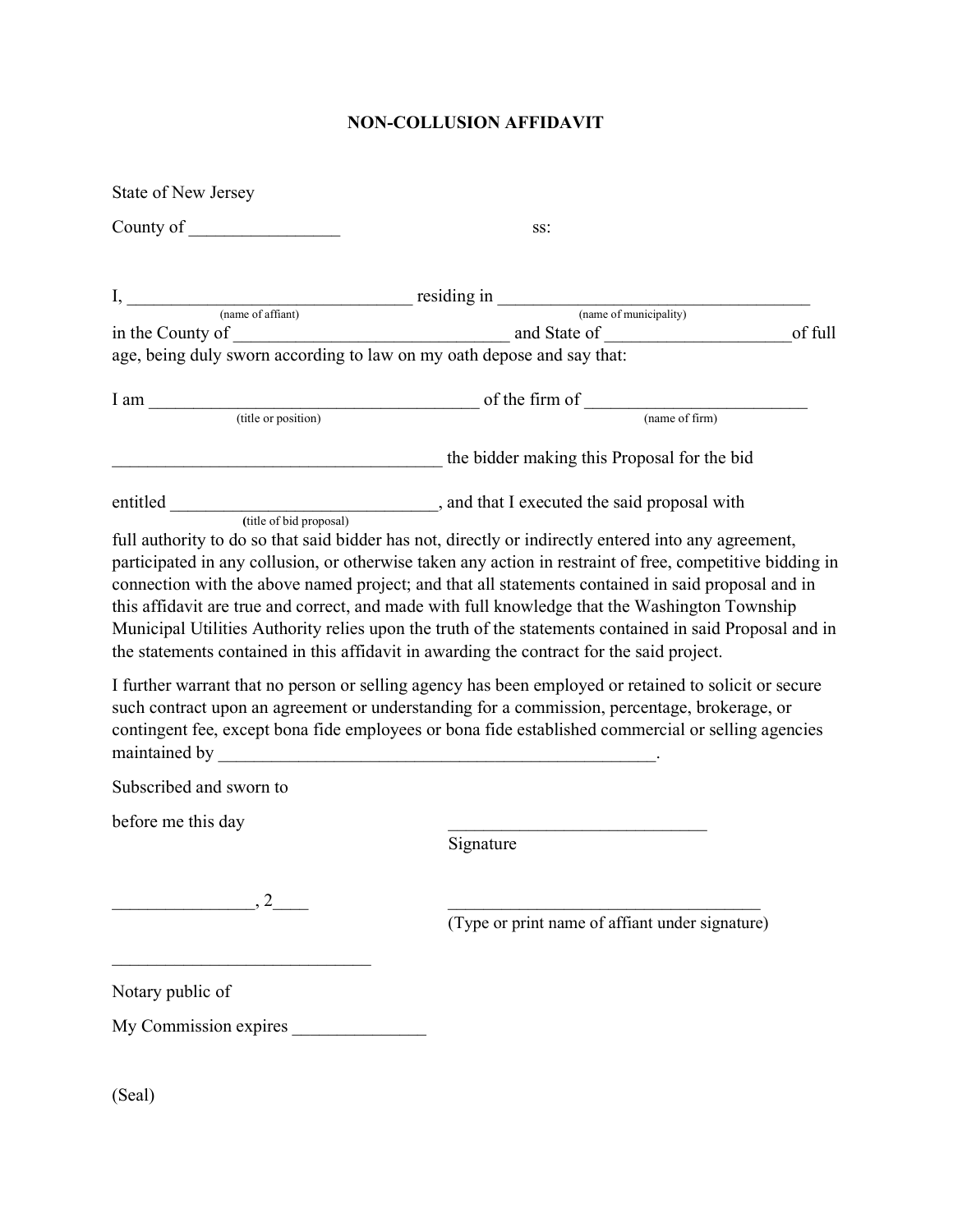# NON-COLLUSION AFFIDAVIT

State of New Jersey

County of ________________ ss:

I, ______________________________ residing in __________________________________
(name of affiant) (name of municipality)
in the County of ______________________________ and State of ____________________of full age, being duly sworn according to law on my oath depose and say that:

I am ____________________________________ of the firm of ________________________
(title or position) (name of firm)

____________________________________ the bidder making this Proposal for the bid

entitled _____________________________, and that I executed the said proposal with
(title of bid proposal)
full authority to do so that said bidder has not, directly or indirectly entered into any agreement, participated in any collusion, or otherwise taken any action in restraint of free, competitive bidding in connection with the above named project; and that all statements contained in said proposal and in this affidavit are true and correct, and made with full knowledge that the Washington Township Municipal Utilities Authority relies upon the truth of the statements contained in said Proposal and in the statements contained in this affidavit in awarding the contract for the said project.

I further warrant that no person or selling agency has been employed or retained to solicit or secure such contract upon an agreement or understanding for a commission, percentage, brokerage, or contingent fee, except bona fide employees or bona fide established commercial or selling agencies maintained by _________________________________________________.

Subscribed and sworn to

before me this day

_____________________________
Signature

________________, 2____

___________________________________
(Type or print name of affiant under signature)

_____________________________

Notary public of

My Commission expires _______________

(Seal)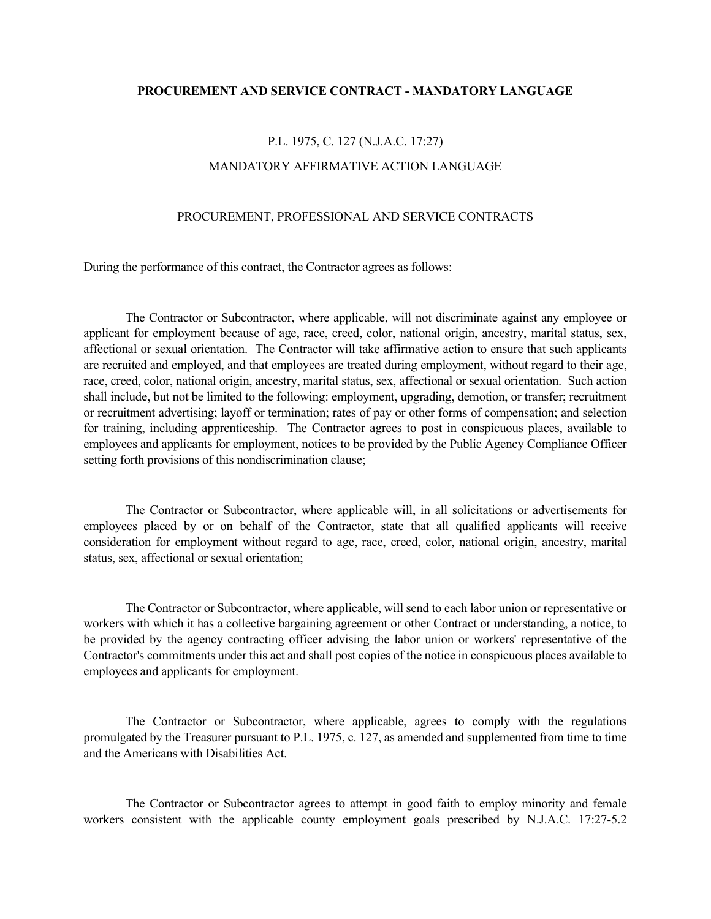**PROCUREMENT AND SERVICE CONTRACT - MANDATORY LANGUAGE**

P.L. 1975, C. 127 (N.J.A.C. 17:27)

MANDATORY AFFIRMATIVE ACTION LANGUAGE

PROCUREMENT, PROFESSIONAL AND SERVICE CONTRACTS

During the performance of this contract, the Contractor agrees as follows:

The Contractor or Subcontractor, where applicable, will not discriminate against any employee or applicant for employment because of age, race, creed, color, national origin, ancestry, marital status, sex, affectional or sexual orientation. The Contractor will take affirmative action to ensure that such applicants are recruited and employed, and that employees are treated during employment, without regard to their age, race, creed, color, national origin, ancestry, marital status, sex, affectional or sexual orientation. Such action shall include, but not be limited to the following: employment, upgrading, demotion, or transfer; recruitment or recruitment advertising; layoff or termination; rates of pay or other forms of compensation; and selection for training, including apprenticeship. The Contractor agrees to post in conspicuous places, available to employees and applicants for employment, notices to be provided by the Public Agency Compliance Officer setting forth provisions of this nondiscrimination clause;

The Contractor or Subcontractor, where applicable will, in all solicitations or advertisements for employees placed by or on behalf of the Contractor, state that all qualified applicants will receive consideration for employment without regard to age, race, creed, color, national origin, ancestry, marital status, sex, affectional or sexual orientation;

The Contractor or Subcontractor, where applicable, will send to each labor union or representative or workers with which it has a collective bargaining agreement or other Contract or understanding, a notice, to be provided by the agency contracting officer advising the labor union or workers' representative of the Contractor's commitments under this act and shall post copies of the notice in conspicuous places available to employees and applicants for employment.

The Contractor or Subcontractor, where applicable, agrees to comply with the regulations promulgated by the Treasurer pursuant to P.L. 1975, c. 127, as amended and supplemented from time to time and the Americans with Disabilities Act.

The Contractor or Subcontractor agrees to attempt in good faith to employ minority and female workers consistent with the applicable county employment goals prescribed by N.J.A.C. 17:27-5.2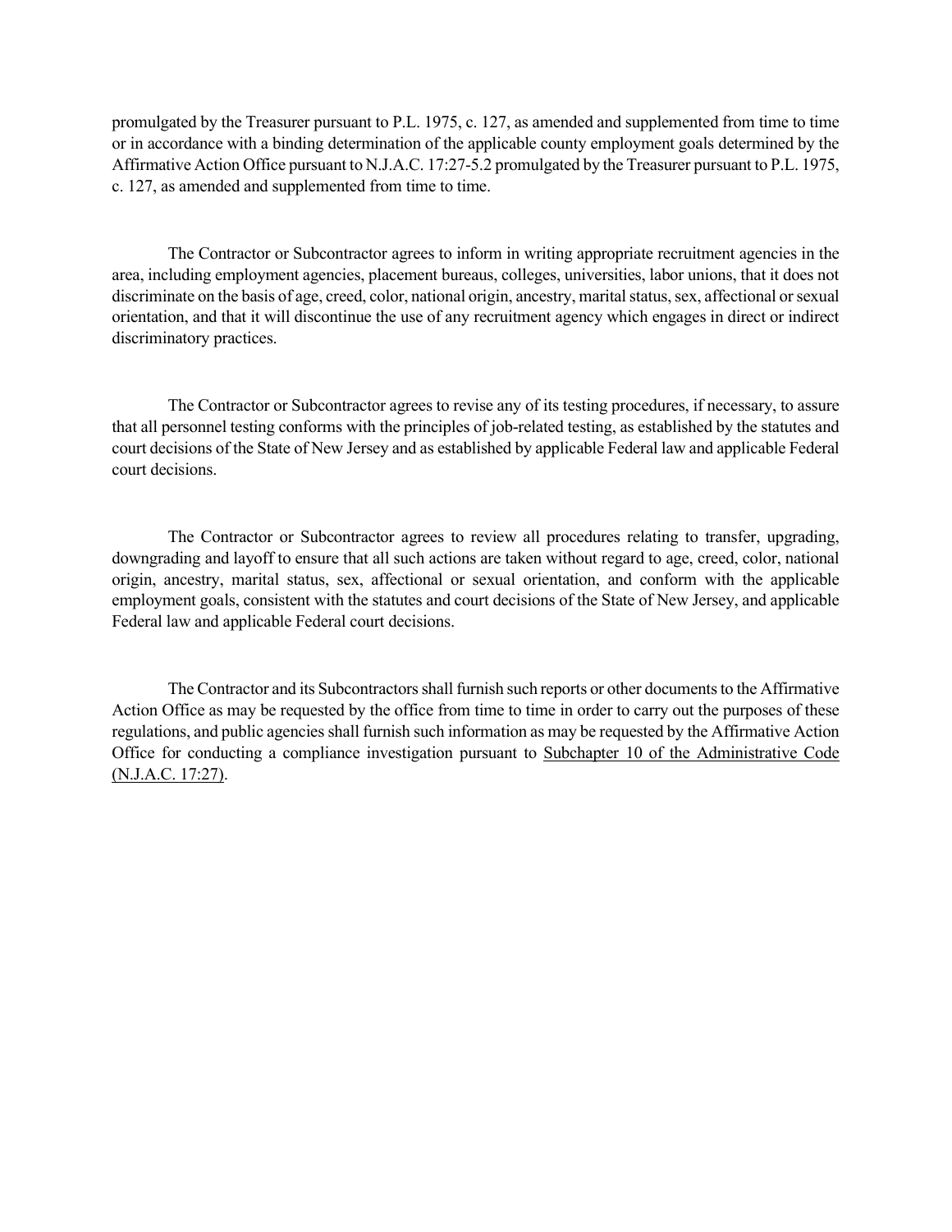promulgated by the Treasurer pursuant to P.L. 1975, c. 127, as amended and supplemented from time to time or in accordance with a binding determination of the applicable county employment goals determined by the Affirmative Action Office pursuant to N.J.A.C. 17:27-5.2 promulgated by the Treasurer pursuant to P.L. 1975, c. 127, as amended and supplemented from time to time.

The Contractor or Subcontractor agrees to inform in writing appropriate recruitment agencies in the area, including employment agencies, placement bureaus, colleges, universities, labor unions, that it does not discriminate on the basis of age, creed, color, national origin, ancestry, marital status, sex, affectional or sexual orientation, and that it will discontinue the use of any recruitment agency which engages in direct or indirect discriminatory practices.

The Contractor or Subcontractor agrees to revise any of its testing procedures, if necessary, to assure that all personnel testing conforms with the principles of job-related testing, as established by the statutes and court decisions of the State of New Jersey and as established by applicable Federal law and applicable Federal court decisions.

The Contractor or Subcontractor agrees to review all procedures relating to transfer, upgrading, downgrading and layoff to ensure that all such actions are taken without regard to age, creed, color, national origin, ancestry, marital status, sex, affectional or sexual orientation, and conform with the applicable employment goals, consistent with the statutes and court decisions of the State of New Jersey, and applicable Federal law and applicable Federal court decisions.

The Contractor and its Subcontractors shall furnish such reports or other documents to the Affirmative Action Office as may be requested by the office from time to time in order to carry out the purposes of these regulations, and public agencies shall furnish such information as may be requested by the Affirmative Action Office for conducting a compliance investigation pursuant to Subchapter 10 of the Administrative Code (N.J.A.C. 17:27).